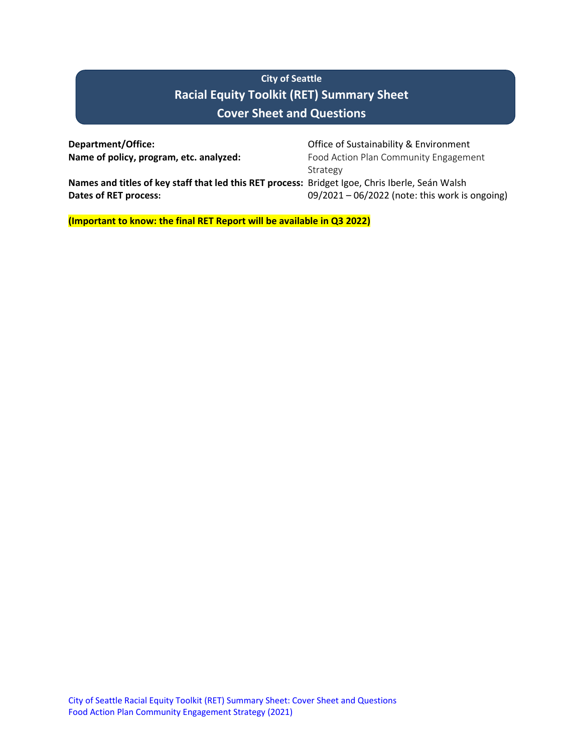# City of Seattle
## Racial Equity Toolkit (RET) Summary Sheet
## Cover Sheet and Questions

| | |
|---|---|
| **Department/Office:** | Office of Sustainability & Environment |
| **Name of policy, program, etc. analyzed:** | Food Action Plan Community Engagement Strategy |
| **Names and titles of key staff that led this RET process:** | Bridget Igoe, Chris Iberle, Seán Walsh |
| **Dates of RET process:** | 09/2021 – 06/2022 (note: this work is ongoing) |

**(Important to know: the final RET Report will be available in Q3 2022)**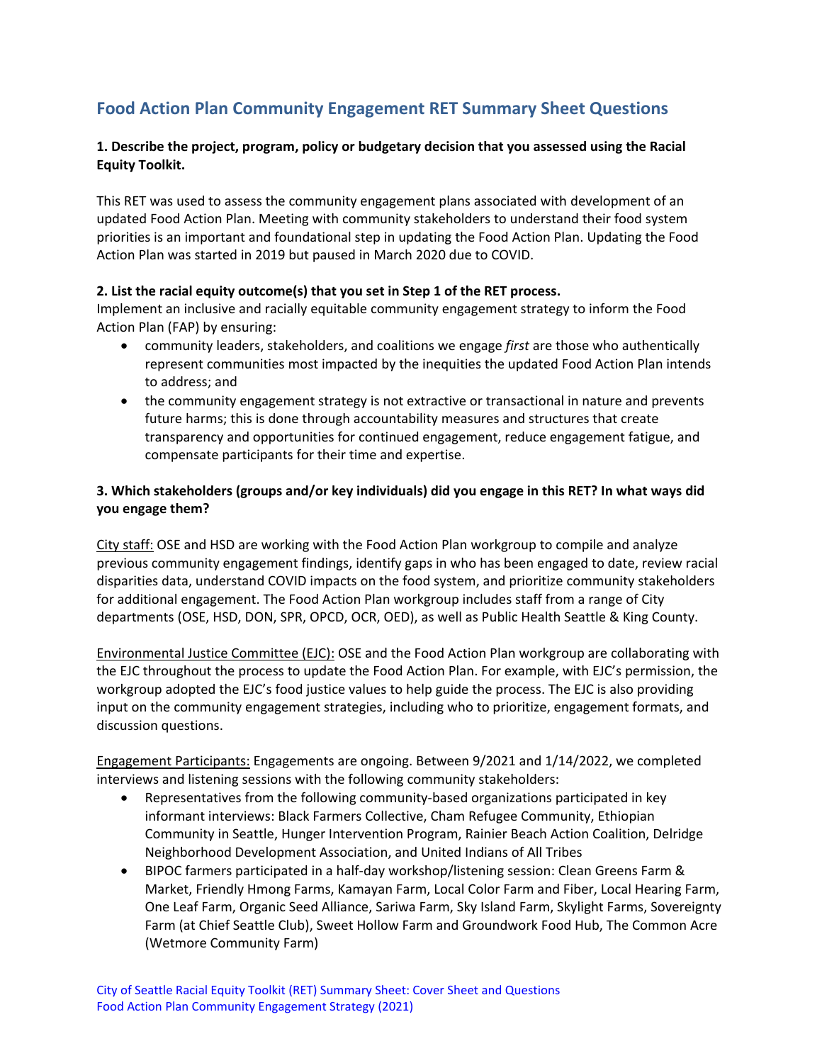## Food Action Plan Community Engagement RET Summary Sheet Questions

**1. Describe the project, program, policy or budgetary decision that you assessed using the Racial Equity Toolkit.**

This RET was used to assess the community engagement plans associated with development of an updated Food Action Plan. Meeting with community stakeholders to understand their food system priorities is an important and foundational step in updating the Food Action Plan. Updating the Food Action Plan was started in 2019 but paused in March 2020 due to COVID.

**2. List the racial equity outcome(s) that you set in Step 1 of the RET process.**

Implement an inclusive and racially equitable community engagement strategy to inform the Food Action Plan (FAP) by ensuring:

- community leaders, stakeholders, and coalitions we engage *first* are those who authentically represent communities most impacted by the inequities the updated Food Action Plan intends to address; and
- the community engagement strategy is not extractive or transactional in nature and prevents future harms; this is done through accountability measures and structures that create transparency and opportunities for continued engagement, reduce engagement fatigue, and compensate participants for their time and expertise.

**3. Which stakeholders (groups and/or key individuals) did you engage in this RET? In what ways did you engage them?**

<u>City staff:</u> OSE and HSD are working with the Food Action Plan workgroup to compile and analyze previous community engagement findings, identify gaps in who has been engaged to date, review racial disparities data, understand COVID impacts on the food system, and prioritize community stakeholders for additional engagement. The Food Action Plan workgroup includes staff from a range of City departments (OSE, HSD, DON, SPR, OPCD, OCR, OED), as well as Public Health Seattle & King County.

<u>Environmental Justice Committee (EJC):</u> OSE and the Food Action Plan workgroup are collaborating with the EJC throughout the process to update the Food Action Plan. For example, with EJC's permission, the workgroup adopted the EJC's food justice values to help guide the process. The EJC is also providing input on the community engagement strategies, including who to prioritize, engagement formats, and discussion questions.

<u>Engagement Participants:</u> Engagements are ongoing. Between 9/2021 and 1/14/2022, we completed interviews and listening sessions with the following community stakeholders:

- Representatives from the following community-based organizations participated in key informant interviews: Black Farmers Collective, Cham Refugee Community, Ethiopian Community in Seattle, Hunger Intervention Program, Rainier Beach Action Coalition, Delridge Neighborhood Development Association, and United Indians of All Tribes
- BIPOC farmers participated in a half-day workshop/listening session: Clean Greens Farm & Market, Friendly Hmong Farms, Kamayan Farm, Local Color Farm and Fiber, Local Hearing Farm, One Leaf Farm, Organic Seed Alliance, Sariwa Farm, Sky Island Farm, Skylight Farms, Sovereignty Farm (at Chief Seattle Club), Sweet Hollow Farm and Groundwork Food Hub, The Common Acre (Wetmore Community Farm)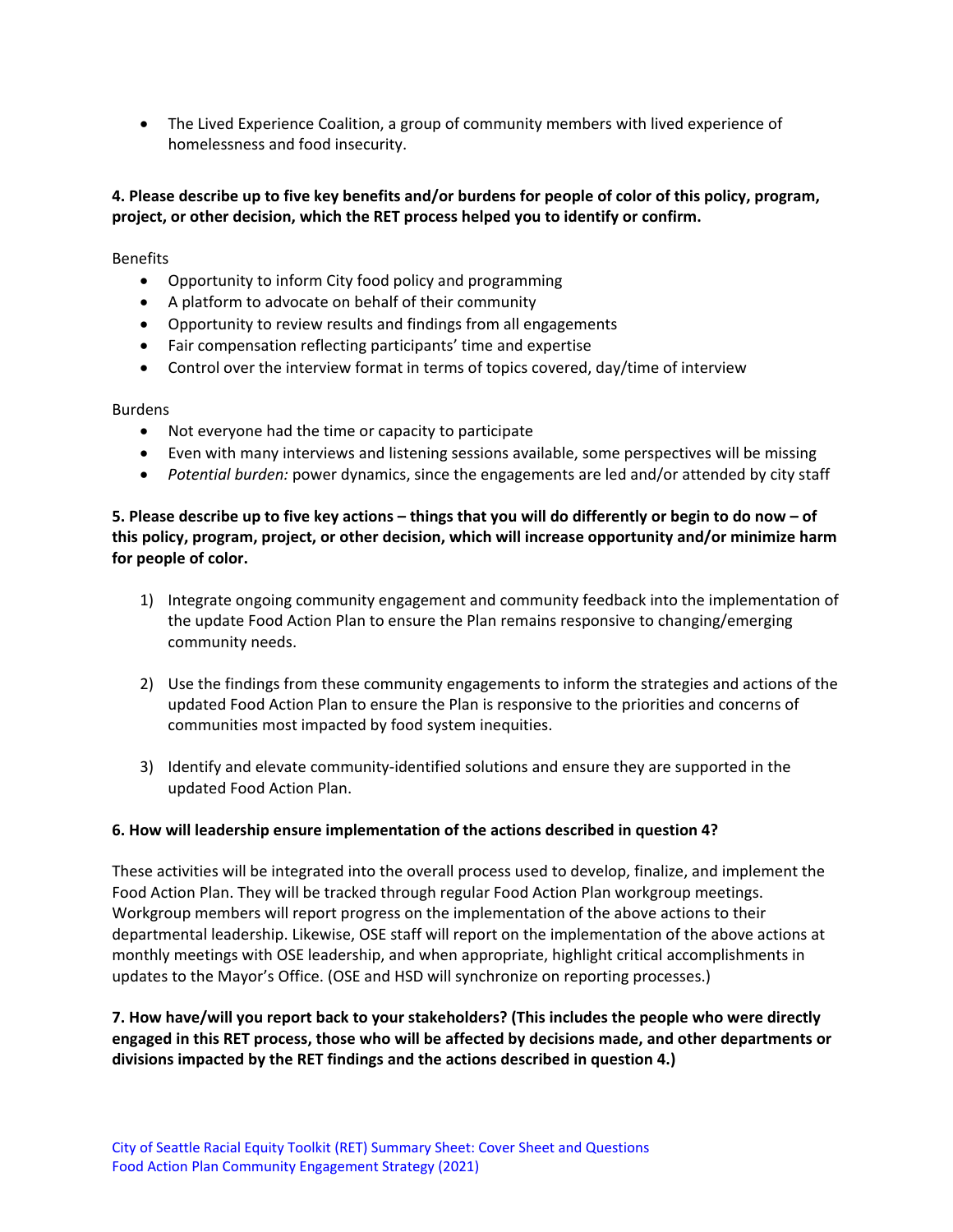- The Lived Experience Coalition, a group of community members with lived experience of homelessness and food insecurity.

**4. Please describe up to five key benefits and/or burdens for people of color of this policy, program, project, or other decision, which the RET process helped you to identify or confirm.**

Benefits

- Opportunity to inform City food policy and programming
- A platform to advocate on behalf of their community
- Opportunity to review results and findings from all engagements
- Fair compensation reflecting participants' time and expertise
- Control over the interview format in terms of topics covered, day/time of interview

Burdens

- Not everyone had the time or capacity to participate
- Even with many interviews and listening sessions available, some perspectives will be missing
- *Potential burden:* power dynamics, since the engagements are led and/or attended by city staff

**5. Please describe up to five key actions – things that you will do differently or begin to do now – of this policy, program, project, or other decision, which will increase opportunity and/or minimize harm for people of color.**

1) Integrate ongoing community engagement and community feedback into the implementation of the update Food Action Plan to ensure the Plan remains responsive to changing/emerging community needs.

2) Use the findings from these community engagements to inform the strategies and actions of the updated Food Action Plan to ensure the Plan is responsive to the priorities and concerns of communities most impacted by food system inequities.

3) Identify and elevate community-identified solutions and ensure they are supported in the updated Food Action Plan.

**6. How will leadership ensure implementation of the actions described in question 4?**

These activities will be integrated into the overall process used to develop, finalize, and implement the Food Action Plan. They will be tracked through regular Food Action Plan workgroup meetings. Workgroup members will report progress on the implementation of the above actions to their departmental leadership. Likewise, OSE staff will report on the implementation of the above actions at monthly meetings with OSE leadership, and when appropriate, highlight critical accomplishments in updates to the Mayor's Office. (OSE and HSD will synchronize on reporting processes.)

**7. How have/will you report back to your stakeholders? (This includes the people who were directly engaged in this RET process, those who will be affected by decisions made, and other departments or divisions impacted by the RET findings and the actions described in question 4.)**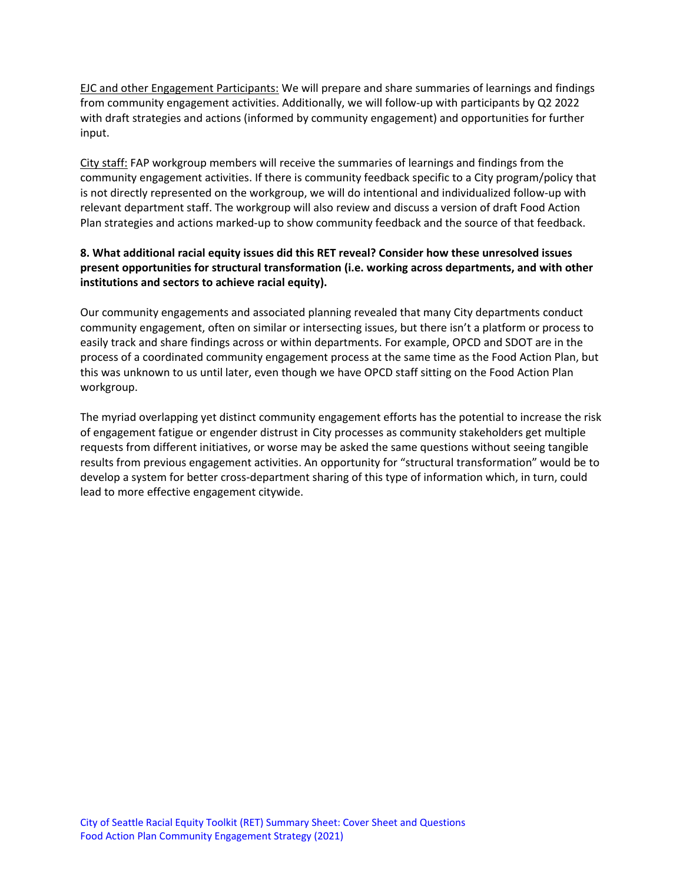EJC and other Engagement Participants: We will prepare and share summaries of learnings and findings from community engagement activities. Additionally, we will follow-up with participants by Q2 2022 with draft strategies and actions (informed by community engagement) and opportunities for further input.

City staff: FAP workgroup members will receive the summaries of learnings and findings from the community engagement activities. If there is community feedback specific to a City program/policy that is not directly represented on the workgroup, we will do intentional and individualized follow-up with relevant department staff. The workgroup will also review and discuss a version of draft Food Action Plan strategies and actions marked-up to show community feedback and the source of that feedback.

**8. What additional racial equity issues did this RET reveal? Consider how these unresolved issues present opportunities for structural transformation (i.e. working across departments, and with other institutions and sectors to achieve racial equity).**

Our community engagements and associated planning revealed that many City departments conduct community engagement, often on similar or intersecting issues, but there isn't a platform or process to easily track and share findings across or within departments. For example, OPCD and SDOT are in the process of a coordinated community engagement process at the same time as the Food Action Plan, but this was unknown to us until later, even though we have OPCD staff sitting on the Food Action Plan workgroup.

The myriad overlapping yet distinct community engagement efforts has the potential to increase the risk of engagement fatigue or engender distrust in City processes as community stakeholders get multiple requests from different initiatives, or worse may be asked the same questions without seeing tangible results from previous engagement activities. An opportunity for "structural transformation" would be to develop a system for better cross-department sharing of this type of information which, in turn, could lead to more effective engagement citywide.